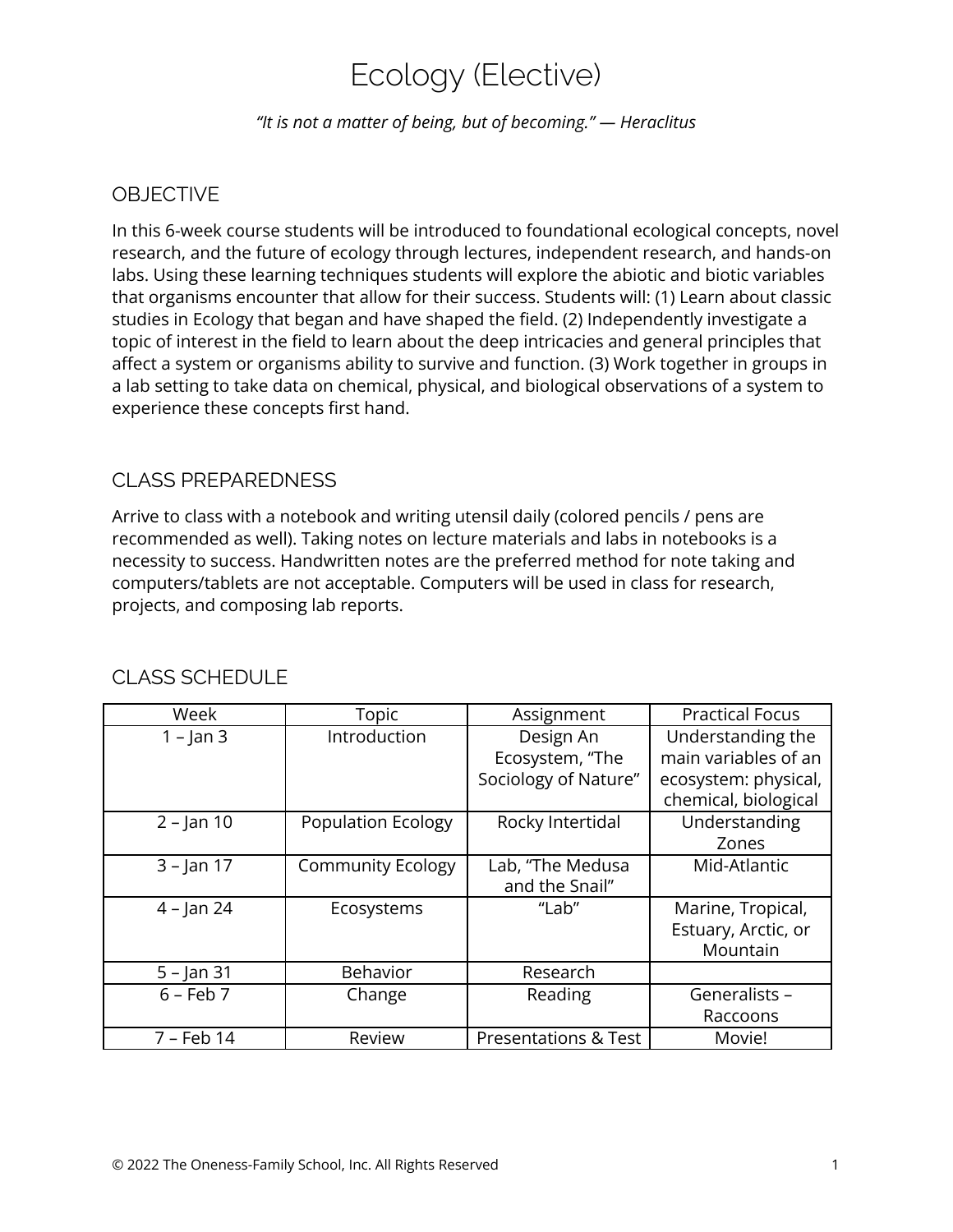# Ecology (Elective)

*"It is not a matter of being, but of becoming." — Heraclitus*

## OBJECTIVE

In this 6-week course students will be introduced to foundational ecological concepts, novel research, and the future of ecology through lectures, independent research, and hands-on labs. Using these learning techniques students will explore the abiotic and biotic variables that organisms encounter that allow for their success. Students will: (1) Learn about classic studies in Ecology that began and have shaped the field. (2) Independently investigate a topic of interest in the field to learn about the deep intricacies and general principles that affect a system or organisms ability to survive and function. (3) Work together in groups in a lab setting to take data on chemical, physical, and biological observations of a system to experience these concepts first hand.

## CLASS PREPAREDNESS

Arrive to class with a notebook and writing utensil daily (colored pencils / pens are recommended as well). Taking notes on lecture materials and labs in notebooks is a necessity to success. Handwritten notes are the preferred method for note taking and computers/tablets are not acceptable. Computers will be used in class for research, projects, and composing lab reports.

## CLASS SCHEDULE

| Week | Topic | Assignment | Practical Focus |
|---|---|---|---|
| 1 – Jan 3 | Introduction | Design An Ecosystem, "The Sociology of Nature" | Understanding the main variables of an ecosystem: physical, chemical, biological |
| 2 – Jan 10 | Population Ecology | Rocky Intertidal | Understanding Zones |
| 3 – Jan 17 | Community Ecology | Lab, "The Medusa and the Snail" | Mid-Atlantic |
| 4 – Jan 24 | Ecosystems | "Lab" | Marine, Tropical, Estuary, Arctic, or Mountain |
| 5 – Jan 31 | Behavior | Research | |
| 6 – Feb 7 | Change | Reading | Generalists – Raccoons |
| 7 – Feb 14 | Review | Presentations & Test | Movie! |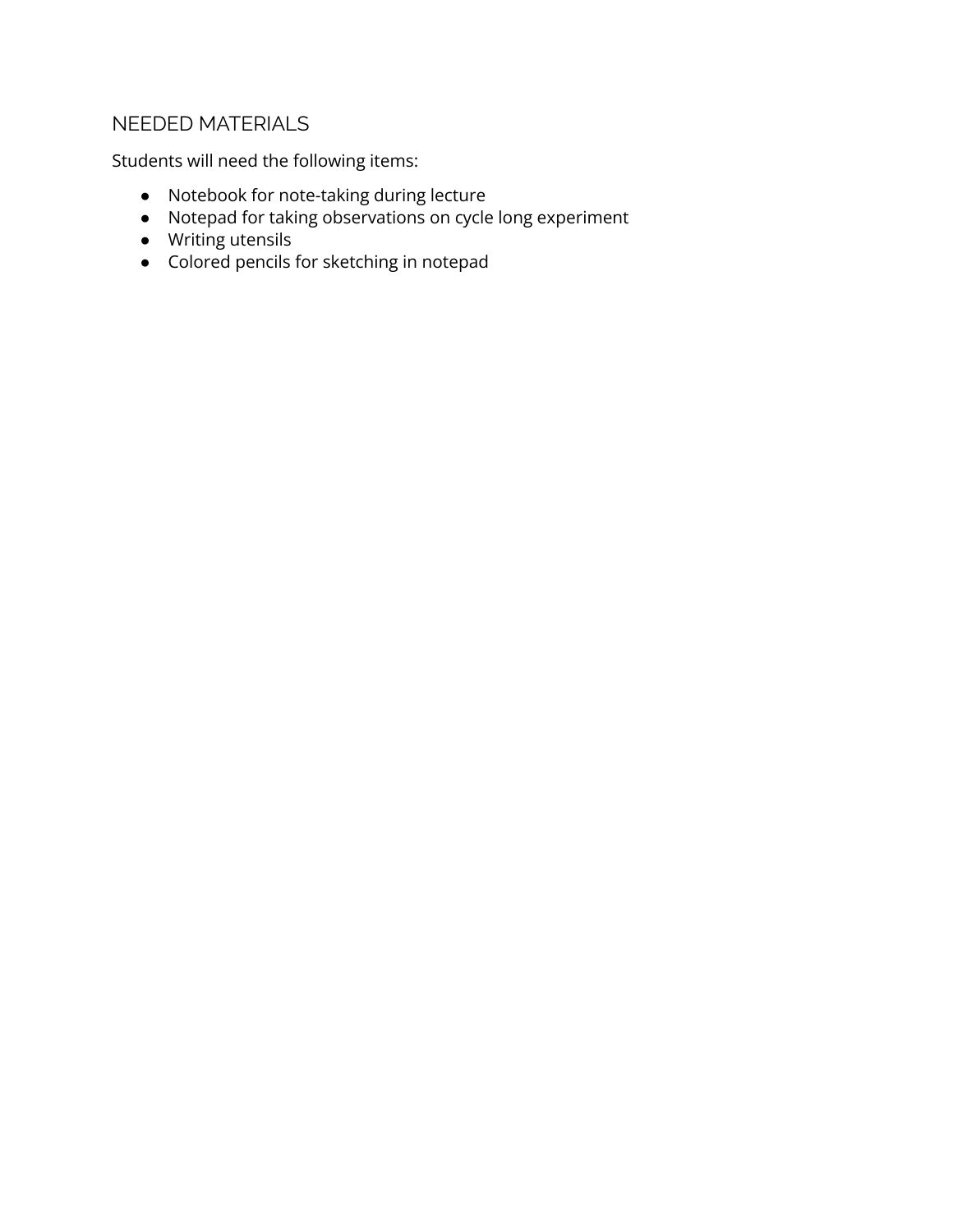## NEEDED MATERIALS

Students will need the following items:

- Notebook for note-taking during lecture
- Notepad for taking observations on cycle long experiment
- Writing utensils
- Colored pencils for sketching in notepad